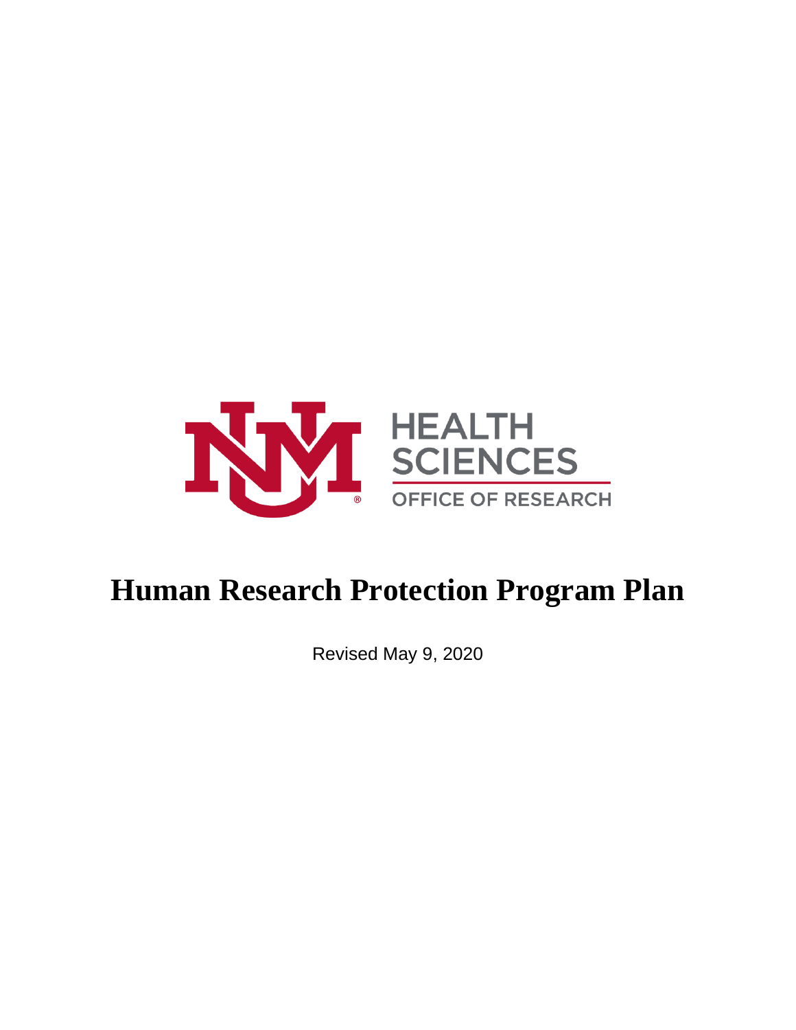HEALTH SCIENCES

OFFICE OF RESEARCH

# Human Research Protection Program Plan

Revised May 9, 2020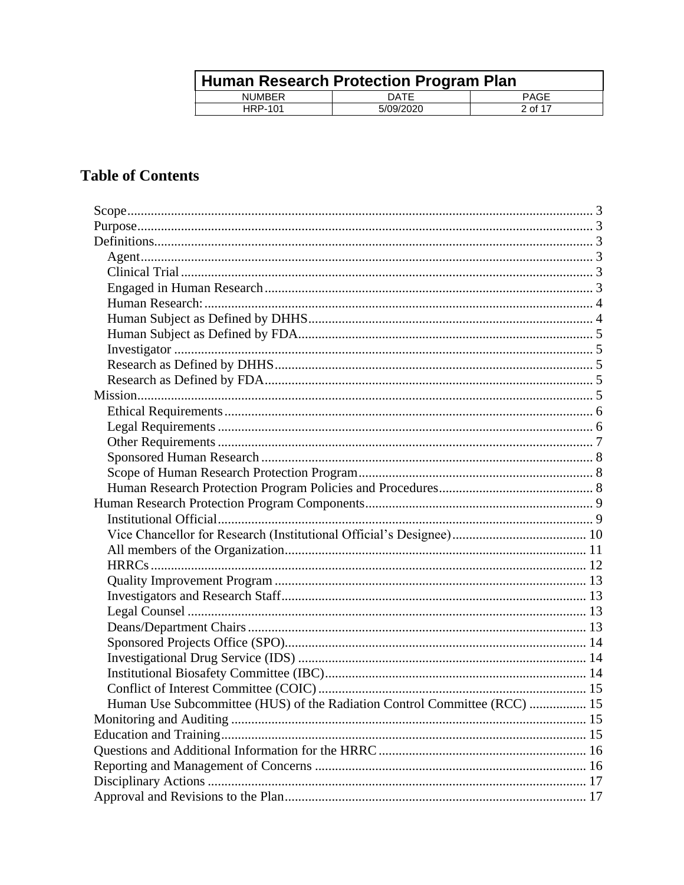# Table of Contents

- Scope ... 3
- Purpose ... 3
- Definitions ... 3
  - Agent ... 3
  - Clinical Trial ... 3
  - Engaged in Human Research ... 3
  - Human Research: ... 4
  - Human Subject as Defined by DHHS ... 4
  - Human Subject as Defined by FDA ... 5
  - Investigator ... 5
  - Research as Defined by DHHS ... 5
  - Research as Defined by FDA ... 5
- Mission ... 5
  - Ethical Requirements ... 6
  - Legal Requirements ... 6
  - Other Requirements ... 7
  - Sponsored Human Research ... 8
  - Scope of Human Research Protection Program ... 8
  - Human Research Protection Program Policies and Procedures ... 8
- Human Research Protection Program Components ... 9
  - Institutional Official ... 9
  - Vice Chancellor for Research (Institutional Official's Designee) ... 10
  - All members of the Organization ... 11
  - HRRCs ... 12
  - Quality Improvement Program ... 13
  - Investigators and Research Staff ... 13
  - Legal Counsel ... 13
  - Deans/Department Chairs ... 13
  - Sponsored Projects Office (SPO) ... 14
  - Investigational Drug Service (IDS) ... 14
  - Institutional Biosafety Committee (IBC) ... 14
  - Conflict of Interest Committee (COIC) ... 15
  - Human Use Subcommittee (HUS) of the Radiation Control Committee (RCC) ... 15
- Monitoring and Auditing ... 15
- Education and Training ... 15
- Questions and Additional Information for the HRRC ... 16
- Reporting and Management of Concerns ... 16
- Disciplinary Actions ... 17
- Approval and Revisions to the Plan ... 17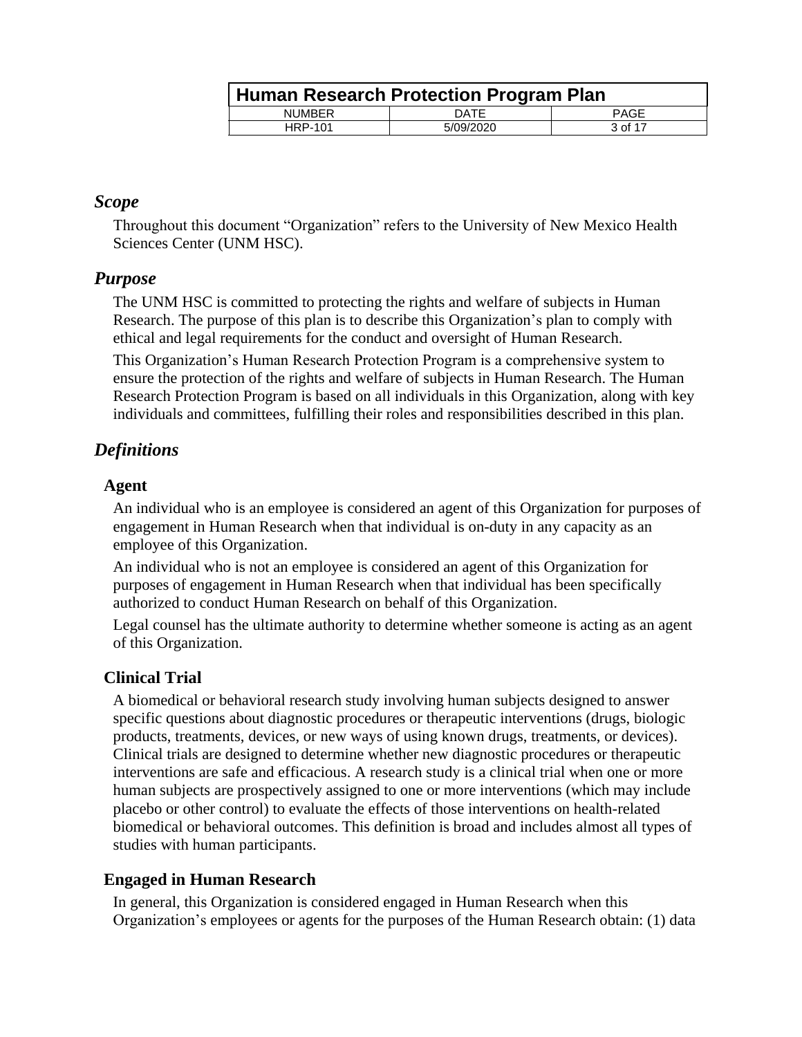## *Scope*

Throughout this document "Organization" refers to the University of New Mexico Health Sciences Center (UNM HSC).

## *Purpose*

The UNM HSC is committed to protecting the rights and welfare of subjects in Human Research. The purpose of this plan is to describe this Organization's plan to comply with ethical and legal requirements for the conduct and oversight of Human Research.

This Organization's Human Research Protection Program is a comprehensive system to ensure the protection of the rights and welfare of subjects in Human Research. The Human Research Protection Program is based on all individuals in this Organization, along with key individuals and committees, fulfilling their roles and responsibilities described in this plan.

## *Definitions*

### Agent

An individual who is an employee is considered an agent of this Organization for purposes of engagement in Human Research when that individual is on-duty in any capacity as an employee of this Organization.

An individual who is not an employee is considered an agent of this Organization for purposes of engagement in Human Research when that individual has been specifically authorized to conduct Human Research on behalf of this Organization.

Legal counsel has the ultimate authority to determine whether someone is acting as an agent of this Organization.

### Clinical Trial

A biomedical or behavioral research study involving human subjects designed to answer specific questions about diagnostic procedures or therapeutic interventions (drugs, biologic products, treatments, devices, or new ways of using known drugs, treatments, or devices). Clinical trials are designed to determine whether new diagnostic procedures or therapeutic interventions are safe and efficacious. A research study is a clinical trial when one or more human subjects are prospectively assigned to one or more interventions (which may include placebo or other control) to evaluate the effects of those interventions on health-related biomedical or behavioral outcomes. This definition is broad and includes almost all types of studies with human participants.

### Engaged in Human Research

In general, this Organization is considered engaged in Human Research when this Organization's employees or agents for the purposes of the Human Research obtain: (1) data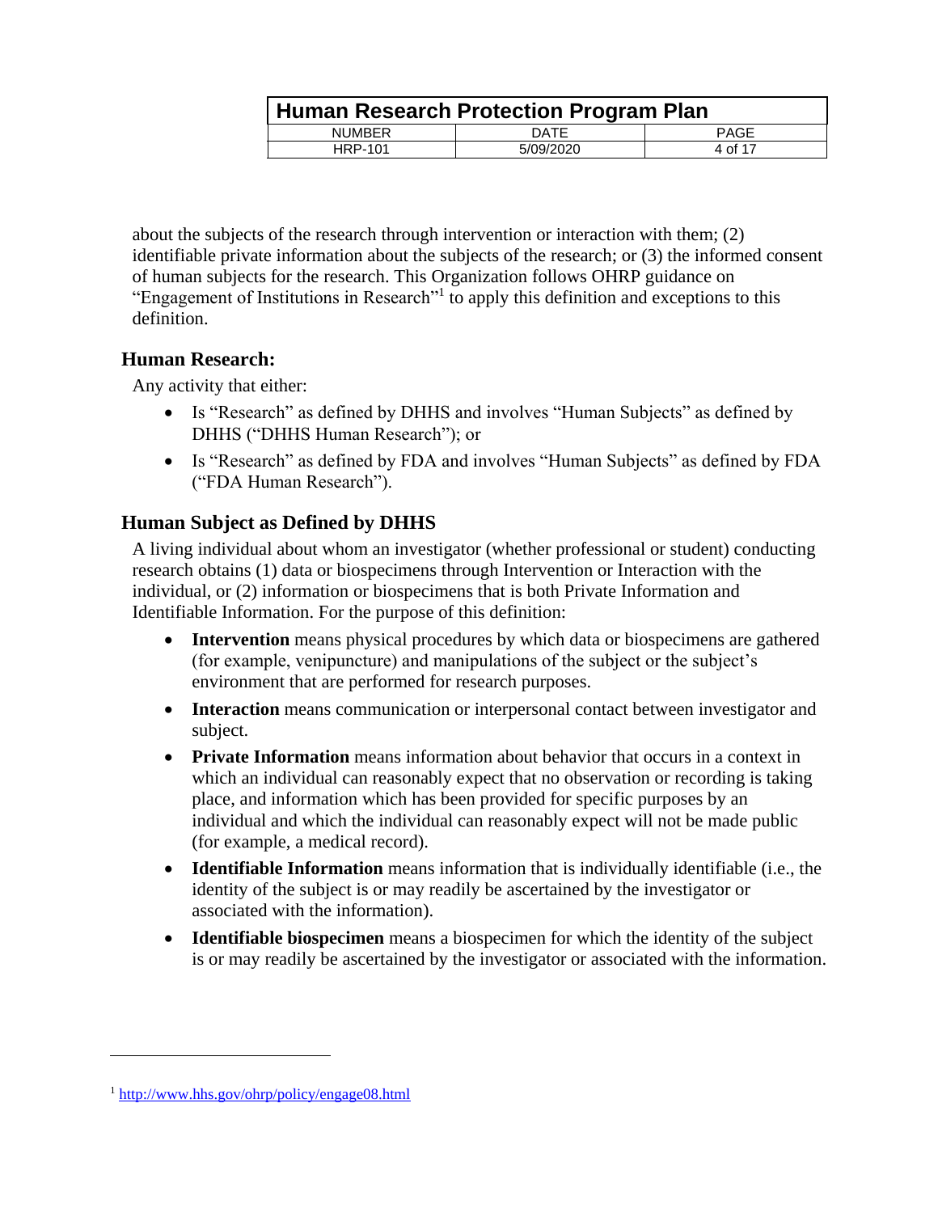about the subjects of the research through intervention or interaction with them; (2) identifiable private information about the subjects of the research; or (3) the informed consent of human subjects for the research. This Organization follows OHRP guidance on "Engagement of Institutions in Research"[1] to apply this definition and exceptions to this definition.

## Human Research:

Any activity that either:

- Is "Research" as defined by DHHS and involves "Human Subjects" as defined by DHHS ("DHHS Human Research"); or
- Is "Research" as defined by FDA and involves "Human Subjects" as defined by FDA ("FDA Human Research").

## Human Subject as Defined by DHHS

A living individual about whom an investigator (whether professional or student) conducting research obtains (1) data or biospecimens through Intervention or Interaction with the individual, or (2) information or biospecimens that is both Private Information and Identifiable Information. For the purpose of this definition:

- **Intervention** means physical procedures by which data or biospecimens are gathered (for example, venipuncture) and manipulations of the subject or the subject's environment that are performed for research purposes.
- **Interaction** means communication or interpersonal contact between investigator and subject.
- **Private Information** means information about behavior that occurs in a context in which an individual can reasonably expect that no observation or recording is taking place, and information which has been provided for specific purposes by an individual and which the individual can reasonably expect will not be made public (for example, a medical record).
- **Identifiable Information** means information that is individually identifiable (i.e., the identity of the subject is or may readily be ascertained by the investigator or associated with the information).
- **Identifiable biospecimen** means a biospecimen for which the identity of the subject is or may readily be ascertained by the investigator or associated with the information.

---

[1] http://www.hhs.gov/ohrp/policy/engage08.html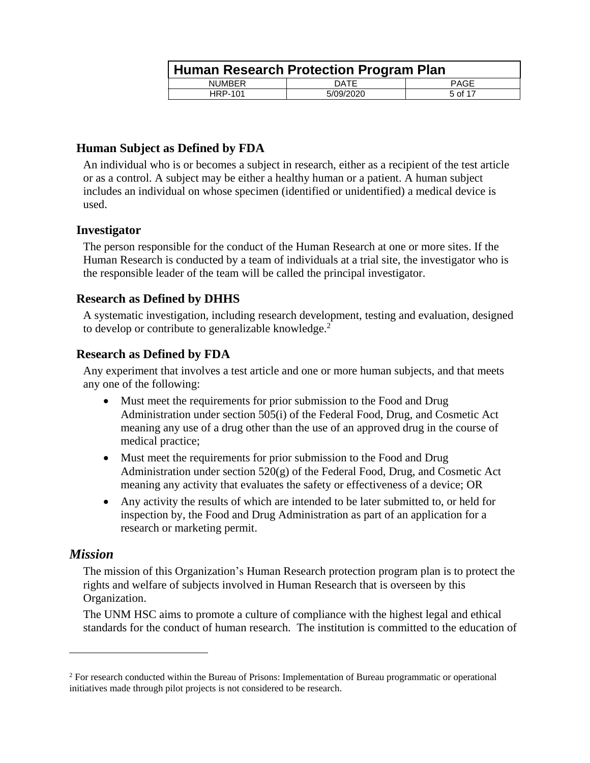### Human Subject as Defined by FDA

An individual who is or becomes a subject in research, either as a recipient of the test article or as a control. A subject may be either a healthy human or a patient. A human subject includes an individual on whose specimen (identified or unidentified) a medical device is used.

### Investigator

The person responsible for the conduct of the Human Research at one or more sites. If the Human Research is conducted by a team of individuals at a trial site, the investigator who is the responsible leader of the team will be called the principal investigator.

### Research as Defined by DHHS

A systematic investigation, including research development, testing and evaluation, designed to develop or contribute to generalizable knowledge.[2]

### Research as Defined by FDA

Any experiment that involves a test article and one or more human subjects, and that meets any one of the following:

- Must meet the requirements for prior submission to the Food and Drug Administration under section 505(i) of the Federal Food, Drug, and Cosmetic Act meaning any use of a drug other than the use of an approved drug in the course of medical practice;
- Must meet the requirements for prior submission to the Food and Drug Administration under section 520(g) of the Federal Food, Drug, and Cosmetic Act meaning any activity that evaluates the safety or effectiveness of a device; OR
- Any activity the results of which are intended to be later submitted to, or held for inspection by, the Food and Drug Administration as part of an application for a research or marketing permit.

## *Mission*

The mission of this Organization's Human Research protection program plan is to protect the rights and welfare of subjects involved in Human Research that is overseen by this Organization.

The UNM HSC aims to promote a culture of compliance with the highest legal and ethical standards for the conduct of human research. The institution is committed to the education of

---

[2] For research conducted within the Bureau of Prisons: Implementation of Bureau programmatic or operational initiatives made through pilot projects is not considered to be research.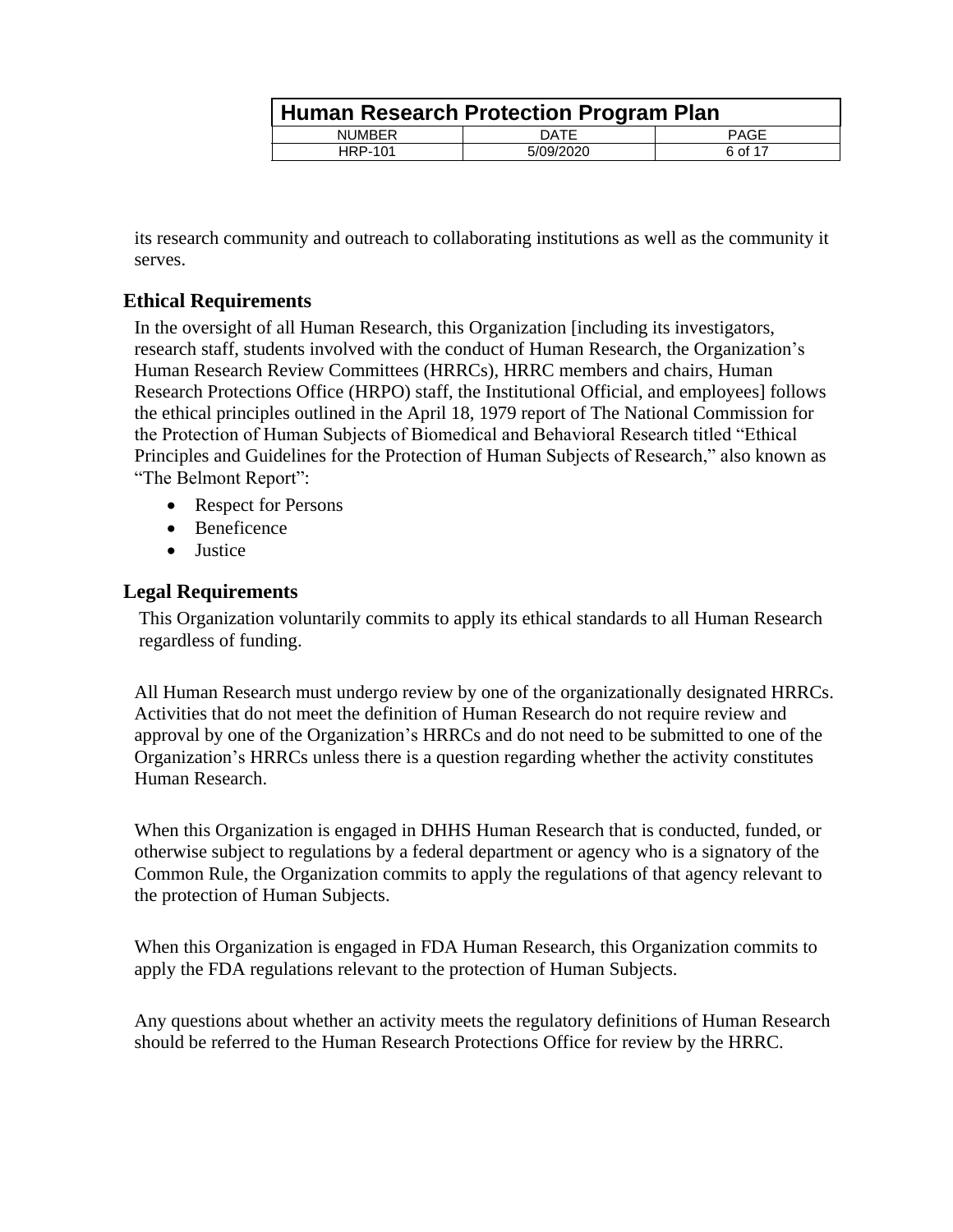its research community and outreach to collaborating institutions as well as the community it serves.

## Ethical Requirements

In the oversight of all Human Research, this Organization [including its investigators, research staff, students involved with the conduct of Human Research, the Organization's Human Research Review Committees (HRRCs), HRRC members and chairs, Human Research Protections Office (HRPO) staff, the Institutional Official, and employees] follows the ethical principles outlined in the April 18, 1979 report of The National Commission for the Protection of Human Subjects of Biomedical and Behavioral Research titled "Ethical Principles and Guidelines for the Protection of Human Subjects of Research," also known as "The Belmont Report":

- Respect for Persons
- Beneficence
- Justice

## Legal Requirements

This Organization voluntarily commits to apply its ethical standards to all Human Research regardless of funding.

All Human Research must undergo review by one of the organizationally designated HRRCs. Activities that do not meet the definition of Human Research do not require review and approval by one of the Organization's HRRCs and do not need to be submitted to one of the Organization's HRRCs unless there is a question regarding whether the activity constitutes Human Research.

When this Organization is engaged in DHHS Human Research that is conducted, funded, or otherwise subject to regulations by a federal department or agency who is a signatory of the Common Rule, the Organization commits to apply the regulations of that agency relevant to the protection of Human Subjects.

When this Organization is engaged in FDA Human Research, this Organization commits to apply the FDA regulations relevant to the protection of Human Subjects.

Any questions about whether an activity meets the regulatory definitions of Human Research should be referred to the Human Research Protections Office for review by the HRRC.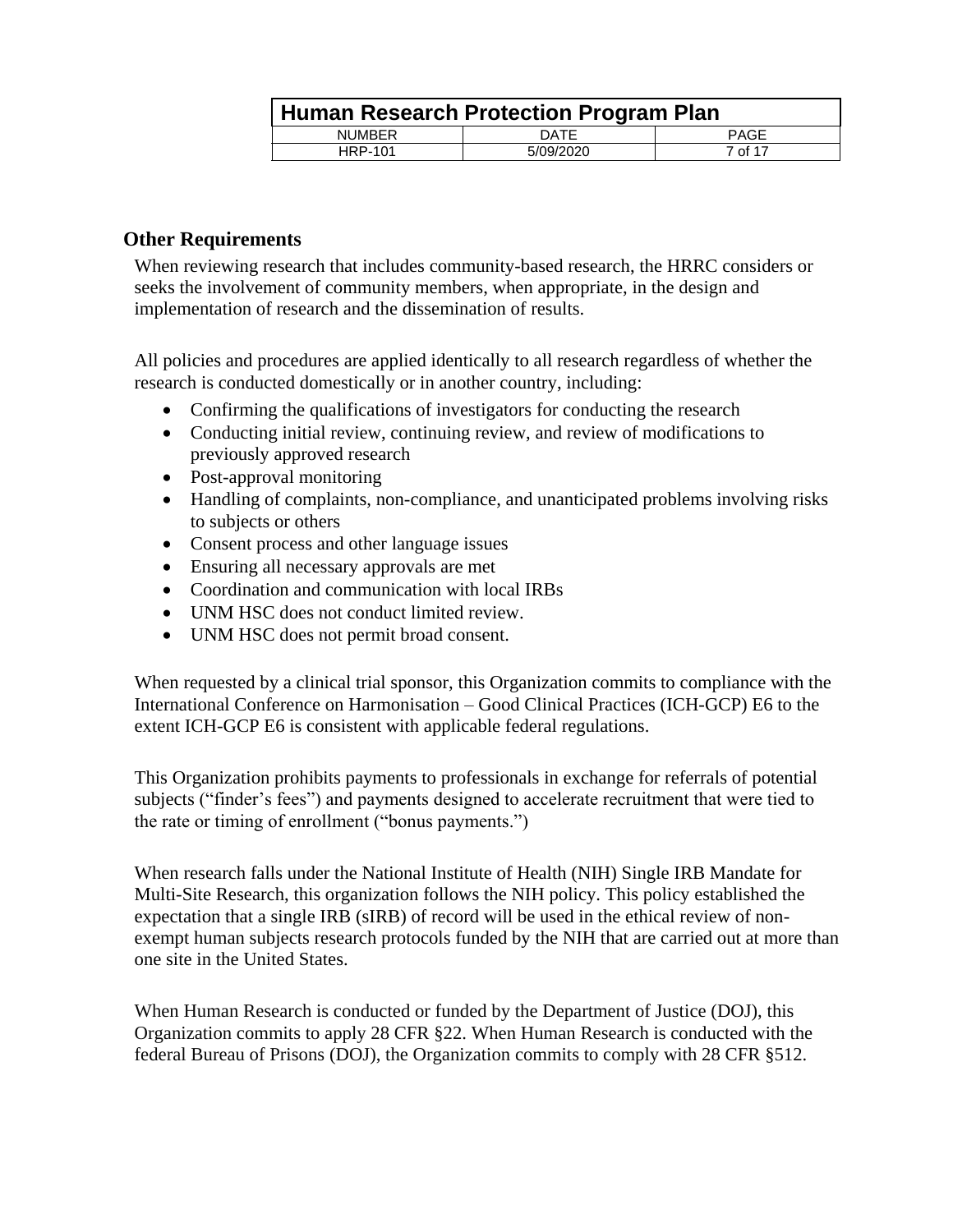## Other Requirements

When reviewing research that includes community-based research, the HRRC considers or seeks the involvement of community members, when appropriate, in the design and implementation of research and the dissemination of results.

All policies and procedures are applied identically to all research regardless of whether the research is conducted domestically or in another country, including:

- Confirming the qualifications of investigators for conducting the research
- Conducting initial review, continuing review, and review of modifications to previously approved research
- Post-approval monitoring
- Handling of complaints, non-compliance, and unanticipated problems involving risks to subjects or others
- Consent process and other language issues
- Ensuring all necessary approvals are met
- Coordination and communication with local IRBs
- UNM HSC does not conduct limited review.
- UNM HSC does not permit broad consent.

When requested by a clinical trial sponsor, this Organization commits to compliance with the International Conference on Harmonisation – Good Clinical Practices (ICH-GCP) E6 to the extent ICH-GCP E6 is consistent with applicable federal regulations.

This Organization prohibits payments to professionals in exchange for referrals of potential subjects ("finder's fees") and payments designed to accelerate recruitment that were tied to the rate or timing of enrollment ("bonus payments.")

When research falls under the National Institute of Health (NIH) Single IRB Mandate for Multi-Site Research, this organization follows the NIH policy. This policy established the expectation that a single IRB (sIRB) of record will be used in the ethical review of non-exempt human subjects research protocols funded by the NIH that are carried out at more than one site in the United States.

When Human Research is conducted or funded by the Department of Justice (DOJ), this Organization commits to apply 28 CFR §22. When Human Research is conducted with the federal Bureau of Prisons (DOJ), the Organization commits to comply with 28 CFR §512.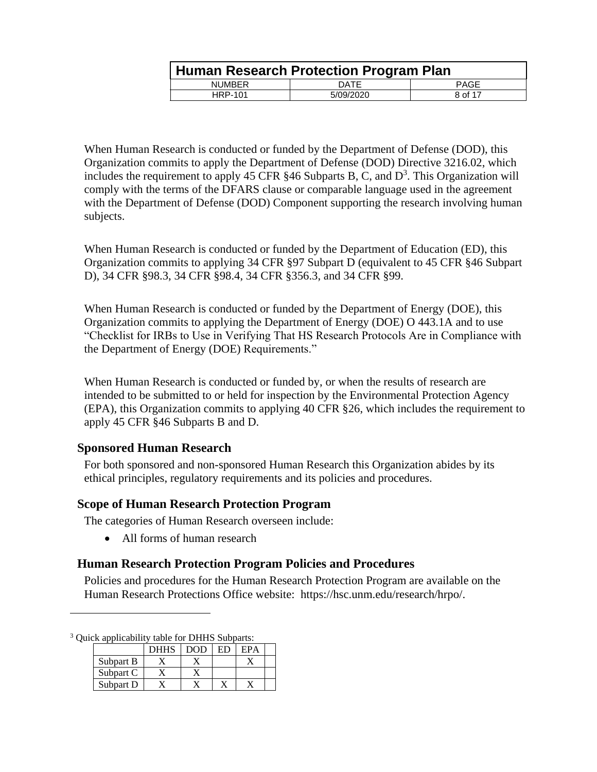When Human Research is conducted or funded by the Department of Defense (DOD), this Organization commits to apply the Department of Defense (DOD) Directive 3216.02, which includes the requirement to apply 45 CFR §46 Subparts B, C, and D[3]. This Organization will comply with the terms of the DFARS clause or comparable language used in the agreement with the Department of Defense (DOD) Component supporting the research involving human subjects.

When Human Research is conducted or funded by the Department of Education (ED), this Organization commits to applying 34 CFR §97 Subpart D (equivalent to 45 CFR §46 Subpart D), 34 CFR §98.3, 34 CFR §98.4, 34 CFR §356.3, and 34 CFR §99.

When Human Research is conducted or funded by the Department of Energy (DOE), this Organization commits to applying the Department of Energy (DOE) O 443.1A and to use "Checklist for IRBs to Use in Verifying That HS Research Protocols Are in Compliance with the Department of Energy (DOE) Requirements."

When Human Research is conducted or funded by, or when the results of research are intended to be submitted to or held for inspection by the Environmental Protection Agency (EPA), this Organization commits to applying 40 CFR §26, which includes the requirement to apply 45 CFR §46 Subparts B and D.

## Sponsored Human Research

For both sponsored and non-sponsored Human Research this Organization abides by its ethical principles, regulatory requirements and its policies and procedures.

## Scope of Human Research Protection Program

The categories of Human Research overseen include:

- All forms of human research

## Human Research Protection Program Policies and Procedures

Policies and procedures for the Human Research Protection Program are available on the Human Research Protections Office website: https://hsc.unm.edu/research/hrpo/.

---

[3] Quick applicability table for DHHS Subparts:

| | DHHS | DOD | ED | EPA | |
|---|---|---|---|---|---|
| Subpart B | X | X | | X | |
| Subpart C | X | X | | | |
| Subpart D | X | X | X | X | |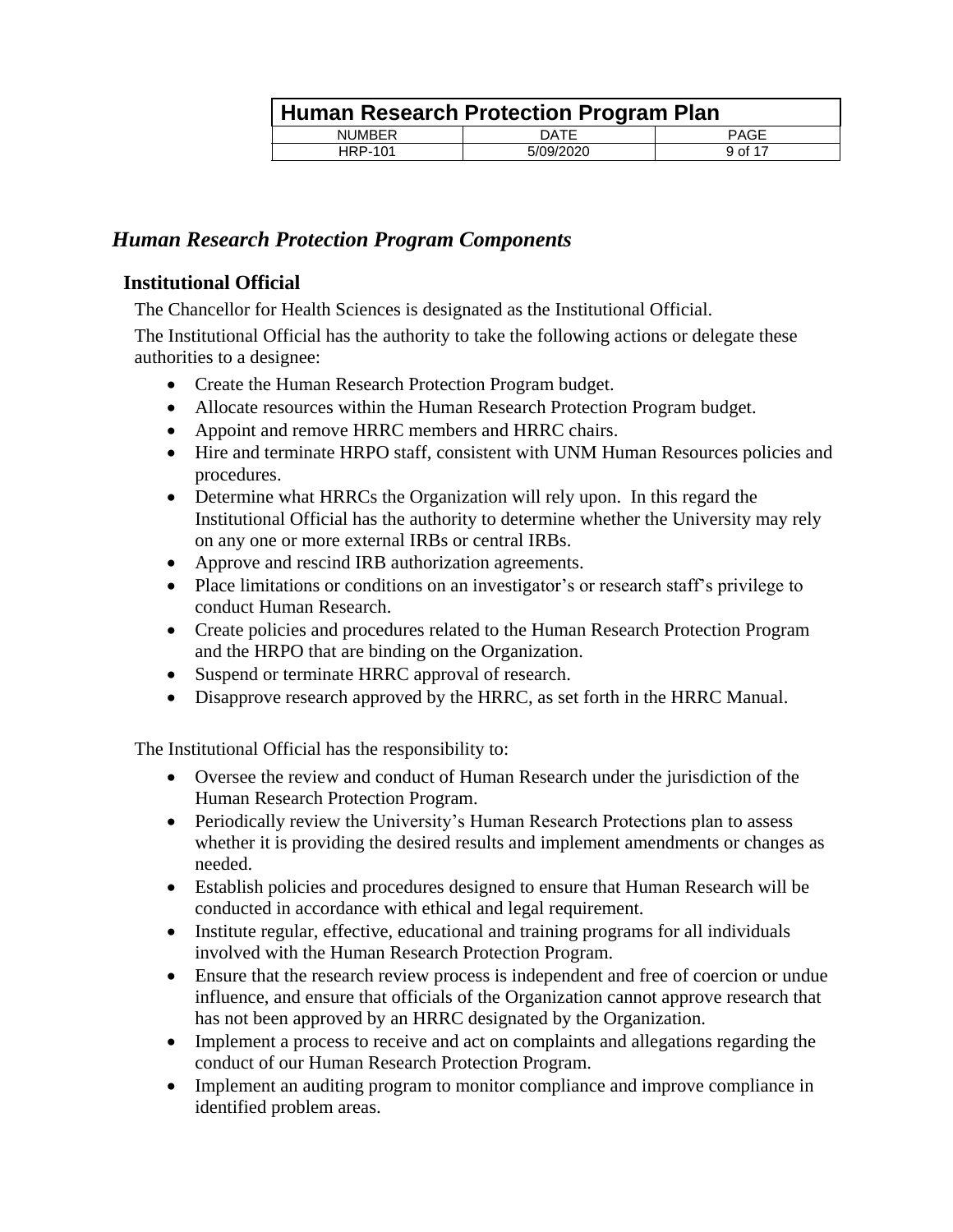## *Human Research Protection Program Components*

### Institutional Official

The Chancellor for Health Sciences is designated as the Institutional Official.

The Institutional Official has the authority to take the following actions or delegate these authorities to a designee:

- Create the Human Research Protection Program budget.
- Allocate resources within the Human Research Protection Program budget.
- Appoint and remove HRRC members and HRRC chairs.
- Hire and terminate HRPO staff, consistent with UNM Human Resources policies and procedures.
- Determine what HRRCs the Organization will rely upon. In this regard the Institutional Official has the authority to determine whether the University may rely on any one or more external IRBs or central IRBs.
- Approve and rescind IRB authorization agreements.
- Place limitations or conditions on an investigator's or research staff's privilege to conduct Human Research.
- Create policies and procedures related to the Human Research Protection Program and the HRPO that are binding on the Organization.
- Suspend or terminate HRRC approval of research.
- Disapprove research approved by the HRRC, as set forth in the HRRC Manual.

The Institutional Official has the responsibility to:

- Oversee the review and conduct of Human Research under the jurisdiction of the Human Research Protection Program.
- Periodically review the University's Human Research Protections plan to assess whether it is providing the desired results and implement amendments or changes as needed.
- Establish policies and procedures designed to ensure that Human Research will be conducted in accordance with ethical and legal requirement.
- Institute regular, effective, educational and training programs for all individuals involved with the Human Research Protection Program.
- Ensure that the research review process is independent and free of coercion or undue influence, and ensure that officials of the Organization cannot approve research that has not been approved by an HRRC designated by the Organization.
- Implement a process to receive and act on complaints and allegations regarding the conduct of our Human Research Protection Program.
- Implement an auditing program to monitor compliance and improve compliance in identified problem areas.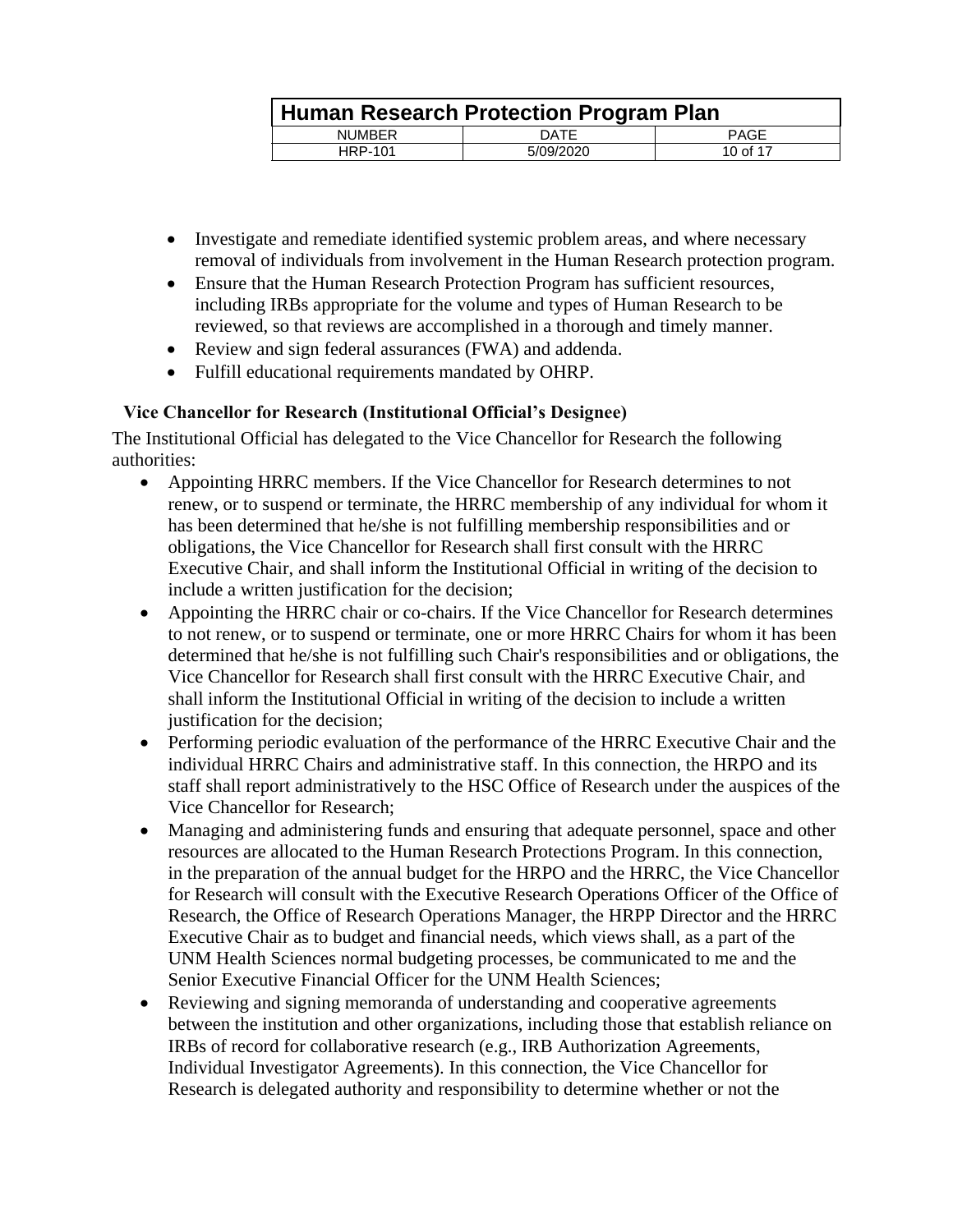- Investigate and remediate identified systemic problem areas, and where necessary removal of individuals from involvement in the Human Research protection program.
- Ensure that the Human Research Protection Program has sufficient resources, including IRBs appropriate for the volume and types of Human Research to be reviewed, so that reviews are accomplished in a thorough and timely manner.
- Review and sign federal assurances (FWA) and addenda.
- Fulfill educational requirements mandated by OHRP.

**Vice Chancellor for Research (Institutional Official's Designee)**

The Institutional Official has delegated to the Vice Chancellor for Research the following authorities:

- Appointing HRRC members. If the Vice Chancellor for Research determines to not renew, or to suspend or terminate, the HRRC membership of any individual for whom it has been determined that he/she is not fulfilling membership responsibilities and or obligations, the Vice Chancellor for Research shall first consult with the HRRC Executive Chair, and shall inform the Institutional Official in writing of the decision to include a written justification for the decision;
- Appointing the HRRC chair or co-chairs. If the Vice Chancellor for Research determines to not renew, or to suspend or terminate, one or more HRRC Chairs for whom it has been determined that he/she is not fulfilling such Chair's responsibilities and or obligations, the Vice Chancellor for Research shall first consult with the HRRC Executive Chair, and shall inform the Institutional Official in writing of the decision to include a written justification for the decision;
- Performing periodic evaluation of the performance of the HRRC Executive Chair and the individual HRRC Chairs and administrative staff. In this connection, the HRPO and its staff shall report administratively to the HSC Office of Research under the auspices of the Vice Chancellor for Research;
- Managing and administering funds and ensuring that adequate personnel, space and other resources are allocated to the Human Research Protections Program. In this connection, in the preparation of the annual budget for the HRPO and the HRRC, the Vice Chancellor for Research will consult with the Executive Research Operations Officer of the Office of Research, the Office of Research Operations Manager, the HRPP Director and the HRRC Executive Chair as to budget and financial needs, which views shall, as a part of the UNM Health Sciences normal budgeting processes, be communicated to me and the Senior Executive Financial Officer for the UNM Health Sciences;
- Reviewing and signing memoranda of understanding and cooperative agreements between the institution and other organizations, including those that establish reliance on IRBs of record for collaborative research (e.g., IRB Authorization Agreements, Individual Investigator Agreements). In this connection, the Vice Chancellor for Research is delegated authority and responsibility to determine whether or not the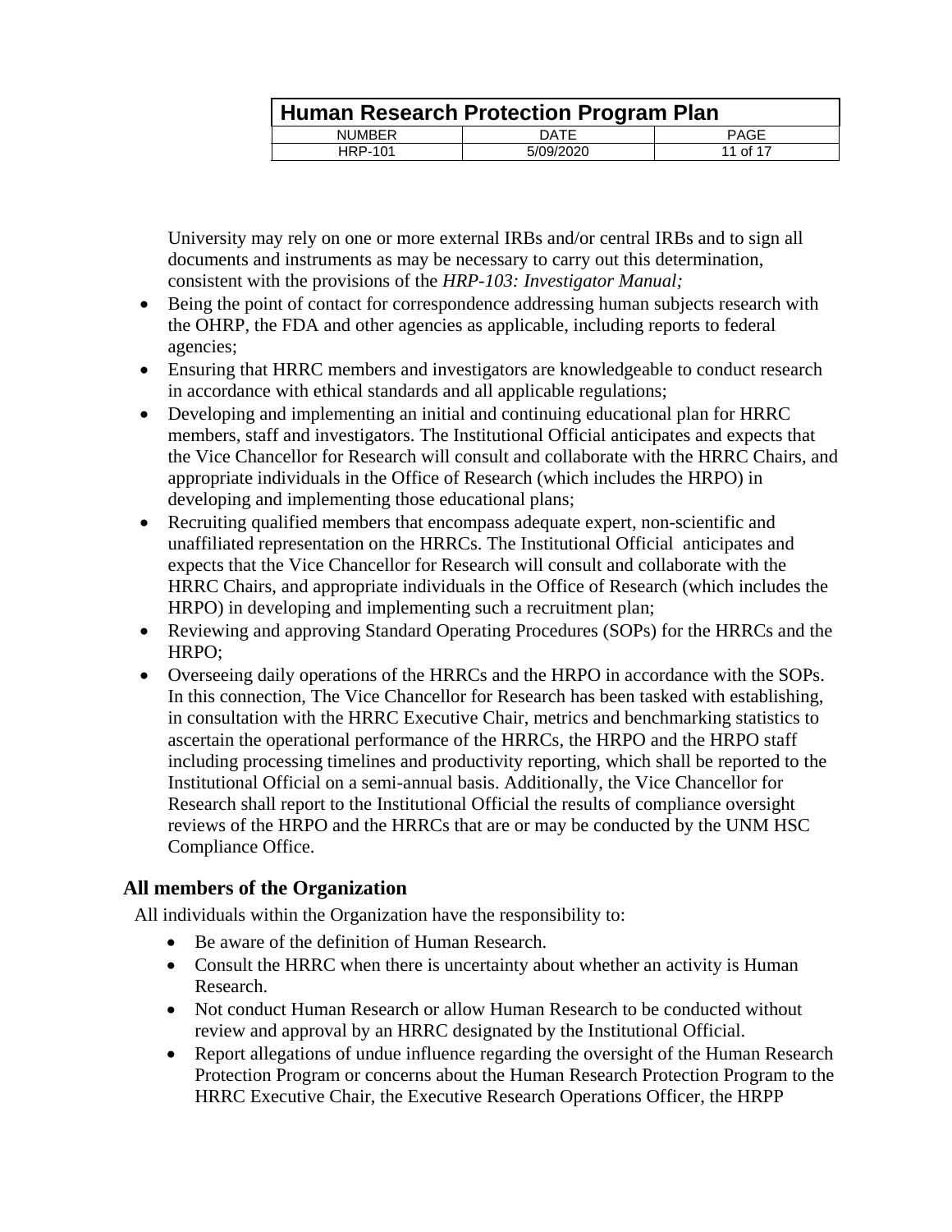University may rely on one or more external IRBs and/or central IRBs and to sign all documents and instruments as may be necessary to carry out this determination, consistent with the provisions of the *HRP-103: Investigator Manual;*

- Being the point of contact for correspondence addressing human subjects research with the OHRP, the FDA and other agencies as applicable, including reports to federal agencies;
- Ensuring that HRRC members and investigators are knowledgeable to conduct research in accordance with ethical standards and all applicable regulations;
- Developing and implementing an initial and continuing educational plan for HRRC members, staff and investigators. The Institutional Official anticipates and expects that the Vice Chancellor for Research will consult and collaborate with the HRRC Chairs, and appropriate individuals in the Office of Research (which includes the HRPO) in developing and implementing those educational plans;
- Recruiting qualified members that encompass adequate expert, non-scientific and unaffiliated representation on the HRRCs. The Institutional Official anticipates and expects that the Vice Chancellor for Research will consult and collaborate with the HRRC Chairs, and appropriate individuals in the Office of Research (which includes the HRPO) in developing and implementing such a recruitment plan;
- Reviewing and approving Standard Operating Procedures (SOPs) for the HRRCs and the HRPO;
- Overseeing daily operations of the HRRCs and the HRPO in accordance with the SOPs. In this connection, The Vice Chancellor for Research has been tasked with establishing, in consultation with the HRRC Executive Chair, metrics and benchmarking statistics to ascertain the operational performance of the HRRCs, the HRPO and the HRPO staff including processing timelines and productivity reporting, which shall be reported to the Institutional Official on a semi-annual basis. Additionally, the Vice Chancellor for Research shall report to the Institutional Official the results of compliance oversight reviews of the HRPO and the HRRCs that are or may be conducted by the UNM HSC Compliance Office.

## All members of the Organization

All individuals within the Organization have the responsibility to:

- Be aware of the definition of Human Research.
- Consult the HRRC when there is uncertainty about whether an activity is Human Research.
- Not conduct Human Research or allow Human Research to be conducted without review and approval by an HRRC designated by the Institutional Official.
- Report allegations of undue influence regarding the oversight of the Human Research Protection Program or concerns about the Human Research Protection Program to the HRRC Executive Chair, the Executive Research Operations Officer, the HRPP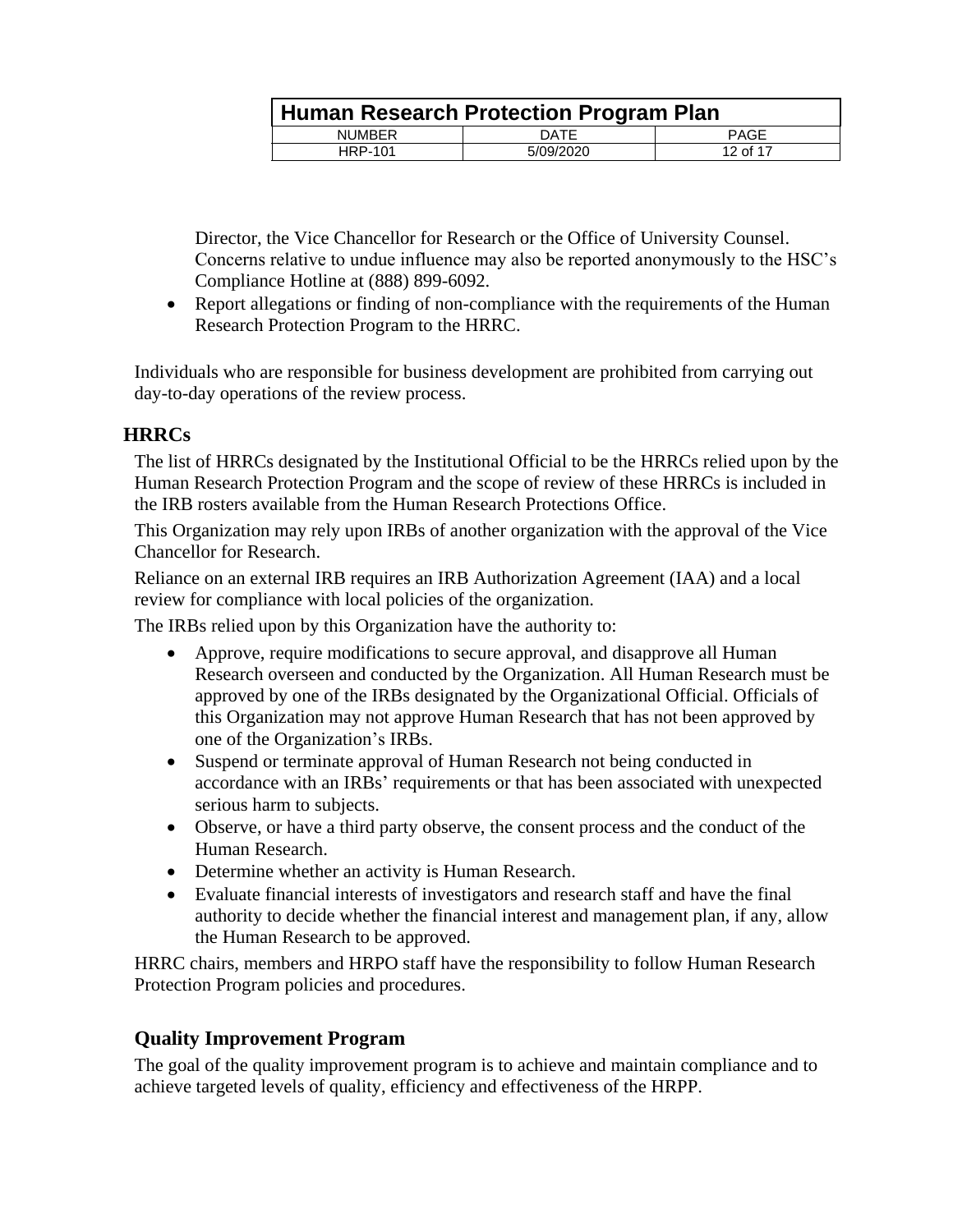Director, the Vice Chancellor for Research or the Office of University Counsel. Concerns relative to undue influence may also be reported anonymously to the HSC's Compliance Hotline at (888) 899-6092.

- Report allegations or finding of non-compliance with the requirements of the Human Research Protection Program to the HRRC.

Individuals who are responsible for business development are prohibited from carrying out day-to-day operations of the review process.

## HRRCs

The list of HRRCs designated by the Institutional Official to be the HRRCs relied upon by the Human Research Protection Program and the scope of review of these HRRCs is included in the IRB rosters available from the Human Research Protections Office.

This Organization may rely upon IRBs of another organization with the approval of the Vice Chancellor for Research.

Reliance on an external IRB requires an IRB Authorization Agreement (IAA) and a local review for compliance with local policies of the organization.

The IRBs relied upon by this Organization have the authority to:

- Approve, require modifications to secure approval, and disapprove all Human Research overseen and conducted by the Organization. All Human Research must be approved by one of the IRBs designated by the Organizational Official. Officials of this Organization may not approve Human Research that has not been approved by one of the Organization's IRBs.
- Suspend or terminate approval of Human Research not being conducted in accordance with an IRBs' requirements or that has been associated with unexpected serious harm to subjects.
- Observe, or have a third party observe, the consent process and the conduct of the Human Research.
- Determine whether an activity is Human Research.
- Evaluate financial interests of investigators and research staff and have the final authority to decide whether the financial interest and management plan, if any, allow the Human Research to be approved.

HRRC chairs, members and HRPO staff have the responsibility to follow Human Research Protection Program policies and procedures.

## Quality Improvement Program

The goal of the quality improvement program is to achieve and maintain compliance and to achieve targeted levels of quality, efficiency and effectiveness of the HRPP.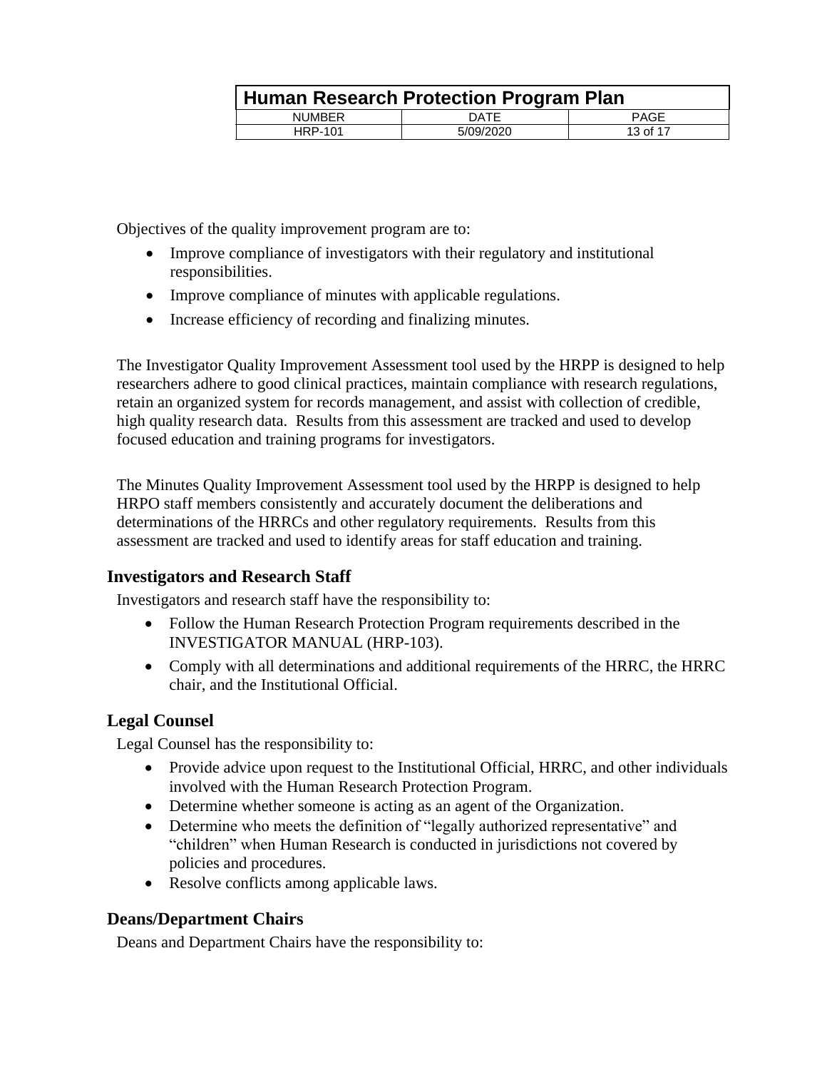Objectives of the quality improvement program are to:

- Improve compliance of investigators with their regulatory and institutional responsibilities.
- Improve compliance of minutes with applicable regulations.
- Increase efficiency of recording and finalizing minutes.

The Investigator Quality Improvement Assessment tool used by the HRPP is designed to help researchers adhere to good clinical practices, maintain compliance with research regulations, retain an organized system for records management, and assist with collection of credible, high quality research data. Results from this assessment are tracked and used to develop focused education and training programs for investigators.

The Minutes Quality Improvement Assessment tool used by the HRPP is designed to help HRPO staff members consistently and accurately document the deliberations and determinations of the HRRCs and other regulatory requirements. Results from this assessment are tracked and used to identify areas for staff education and training.

## Investigators and Research Staff

Investigators and research staff have the responsibility to:

- Follow the Human Research Protection Program requirements described in the INVESTIGATOR MANUAL (HRP-103).
- Comply with all determinations and additional requirements of the HRRC, the HRRC chair, and the Institutional Official.

## Legal Counsel

Legal Counsel has the responsibility to:

- Provide advice upon request to the Institutional Official, HRRC, and other individuals involved with the Human Research Protection Program.
- Determine whether someone is acting as an agent of the Organization.
- Determine who meets the definition of "legally authorized representative" and "children" when Human Research is conducted in jurisdictions not covered by policies and procedures.
- Resolve conflicts among applicable laws.

## Deans/Department Chairs

Deans and Department Chairs have the responsibility to: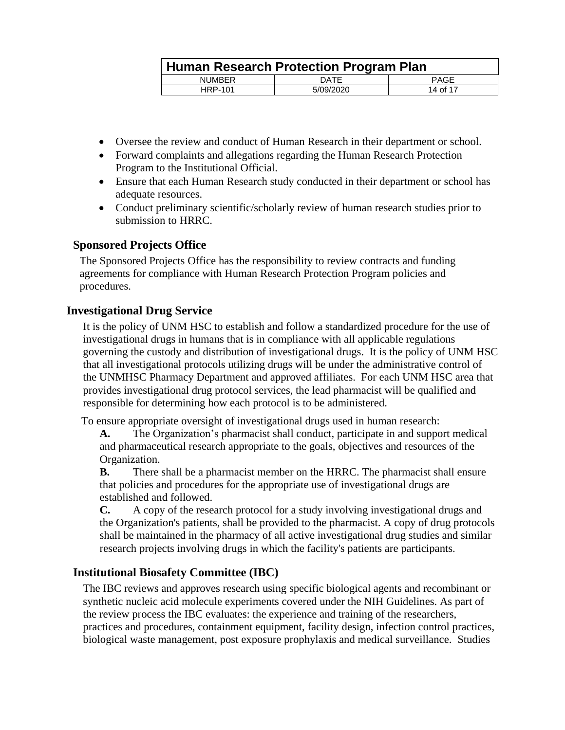- Oversee the review and conduct of Human Research in their department or school.
- Forward complaints and allegations regarding the Human Research Protection Program to the Institutional Official.
- Ensure that each Human Research study conducted in their department or school has adequate resources.
- Conduct preliminary scientific/scholarly review of human research studies prior to submission to HRRC.

## Sponsored Projects Office

The Sponsored Projects Office has the responsibility to review contracts and funding agreements for compliance with Human Research Protection Program policies and procedures.

## Investigational Drug Service

It is the policy of UNM HSC to establish and follow a standardized procedure for the use of investigational drugs in humans that is in compliance with all applicable regulations governing the custody and distribution of investigational drugs. It is the policy of UNM HSC that all investigational protocols utilizing drugs will be under the administrative control of the UNMHSC Pharmacy Department and approved affiliates. For each UNM HSC area that provides investigational drug protocol services, the lead pharmacist will be qualified and responsible for determining how each protocol is to be administered.

To ensure appropriate oversight of investigational drugs used in human research:

**A.** The Organization's pharmacist shall conduct, participate in and support medical and pharmaceutical research appropriate to the goals, objectives and resources of the Organization.

**B.** There shall be a pharmacist member on the HRRC. The pharmacist shall ensure that policies and procedures for the appropriate use of investigational drugs are established and followed.

**C.** A copy of the research protocol for a study involving investigational drugs and the Organization's patients, shall be provided to the pharmacist. A copy of drug protocols shall be maintained in the pharmacy of all active investigational drug studies and similar research projects involving drugs in which the facility's patients are participants.

## Institutional Biosafety Committee (IBC)

The IBC reviews and approves research using specific biological agents and recombinant or synthetic nucleic acid molecule experiments covered under the NIH Guidelines. As part of the review process the IBC evaluates: the experience and training of the researchers, practices and procedures, containment equipment, facility design, infection control practices, biological waste management, post exposure prophylaxis and medical surveillance. Studies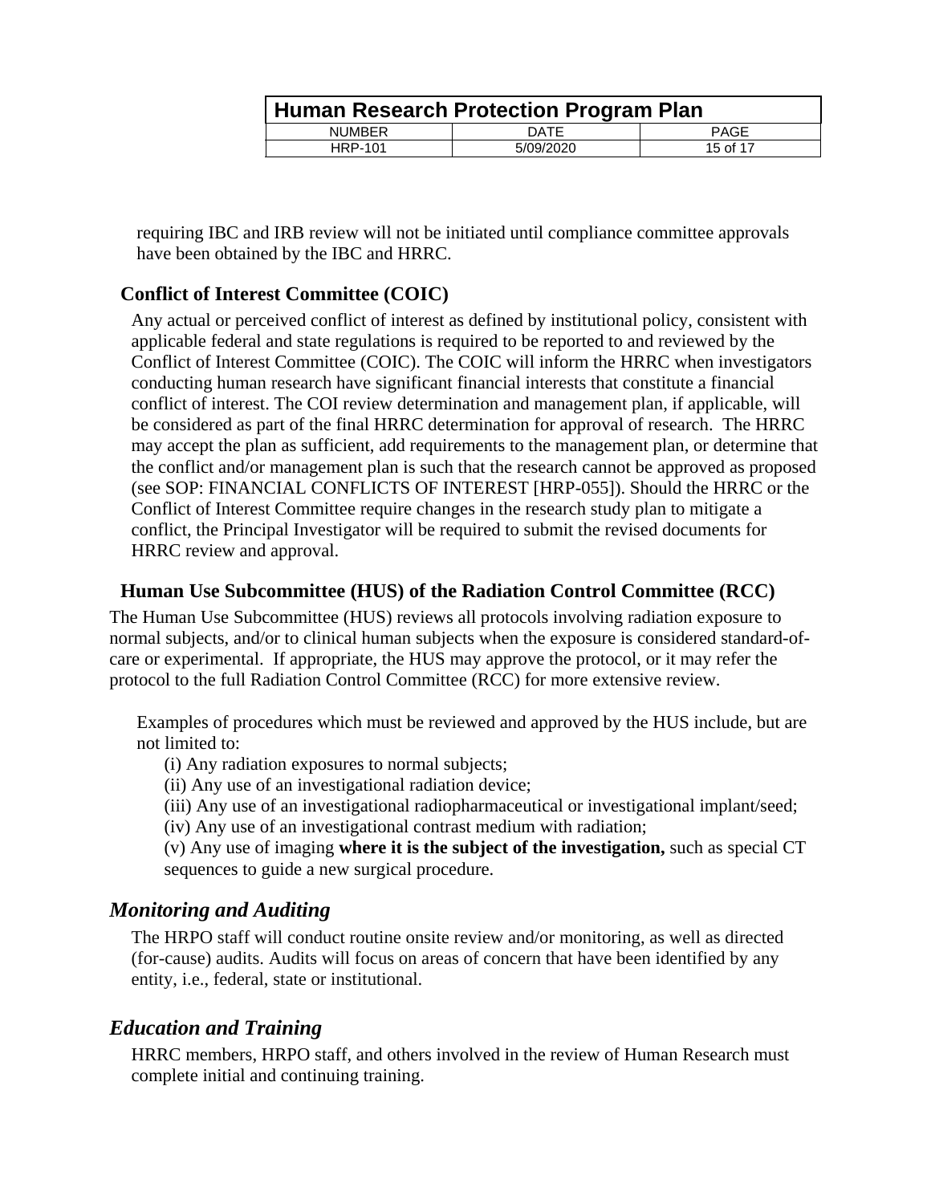requiring IBC and IRB review will not be initiated until compliance committee approvals have been obtained by the IBC and HRRC.

### Conflict of Interest Committee (COIC)

Any actual or perceived conflict of interest as defined by institutional policy, consistent with applicable federal and state regulations is required to be reported to and reviewed by the Conflict of Interest Committee (COIC). The COIC will inform the HRRC when investigators conducting human research have significant financial interests that constitute a financial conflict of interest. The COI review determination and management plan, if applicable, will be considered as part of the final HRRC determination for approval of research. The HRRC may accept the plan as sufficient, add requirements to the management plan, or determine that the conflict and/or management plan is such that the research cannot be approved as proposed (see SOP: FINANCIAL CONFLICTS OF INTEREST [HRP-055]). Should the HRRC or the Conflict of Interest Committee require changes in the research study plan to mitigate a conflict, the Principal Investigator will be required to submit the revised documents for HRRC review and approval.

### Human Use Subcommittee (HUS) of the Radiation Control Committee (RCC)

The Human Use Subcommittee (HUS) reviews all protocols involving radiation exposure to normal subjects, and/or to clinical human subjects when the exposure is considered standard-of-care or experimental. If appropriate, the HUS may approve the protocol, or it may refer the protocol to the full Radiation Control Committee (RCC) for more extensive review.

Examples of procedures which must be reviewed and approved by the HUS include, but are not limited to:

(i) Any radiation exposures to normal subjects;
(ii) Any use of an investigational radiation device;
(iii) Any use of an investigational radiopharmaceutical or investigational implant/seed;
(iv) Any use of an investigational contrast medium with radiation;
(v) Any use of imaging **where it is the subject of the investigation,** such as special CT sequences to guide a new surgical procedure.

## *Monitoring and Auditing*

The HRPO staff will conduct routine onsite review and/or monitoring, as well as directed (for-cause) audits. Audits will focus on areas of concern that have been identified by any entity, i.e., federal, state or institutional.

## *Education and Training*

HRRC members, HRPO staff, and others involved in the review of Human Research must complete initial and continuing training.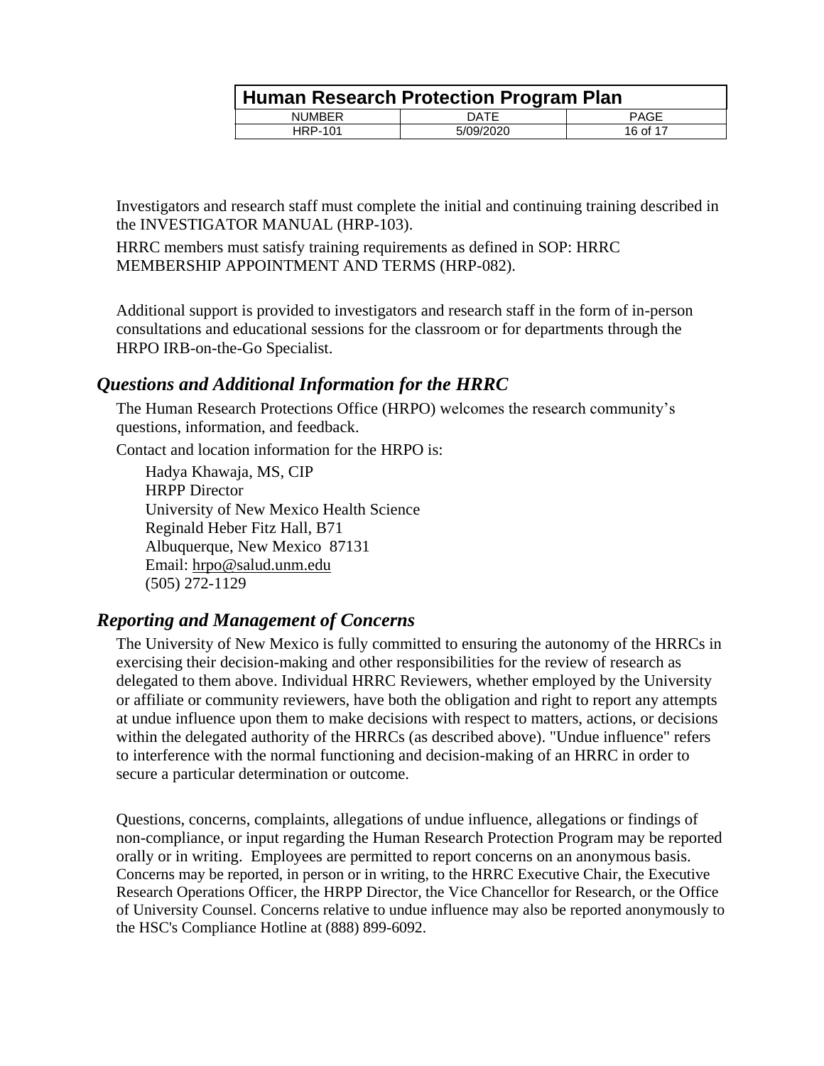Investigators and research staff must complete the initial and continuing training described in the INVESTIGATOR MANUAL (HRP-103).

HRRC members must satisfy training requirements as defined in SOP: HRRC MEMBERSHIP APPOINTMENT AND TERMS (HRP-082).

Additional support is provided to investigators and research staff in the form of in-person consultations and educational sessions for the classroom or for departments through the HRPO IRB-on-the-Go Specialist.

## *Questions and Additional Information for the HRRC*

The Human Research Protections Office (HRPO) welcomes the research community's questions, information, and feedback.

Contact and location information for the HRPO is:

Hadya Khawaja, MS, CIP
HRPP Director
University of New Mexico Health Science
Reginald Heber Fitz Hall, B71
Albuquerque, New Mexico 87131
Email: hrpo@salud.unm.edu
(505) 272-1129

## *Reporting and Management of Concerns*

The University of New Mexico is fully committed to ensuring the autonomy of the HRRCs in exercising their decision-making and other responsibilities for the review of research as delegated to them above. Individual HRRC Reviewers, whether employed by the University or affiliate or community reviewers, have both the obligation and right to report any attempts at undue influence upon them to make decisions with respect to matters, actions, or decisions within the delegated authority of the HRRCs (as described above). "Undue influence" refers to interference with the normal functioning and decision-making of an HRRC in order to secure a particular determination or outcome.

Questions, concerns, complaints, allegations of undue influence, allegations or findings of non-compliance, or input regarding the Human Research Protection Program may be reported orally or in writing. Employees are permitted to report concerns on an anonymous basis. Concerns may be reported, in person or in writing, to the HRRC Executive Chair, the Executive Research Operations Officer, the HRPP Director, the Vice Chancellor for Research, or the Office of University Counsel. Concerns relative to undue influence may also be reported anonymously to the HSC's Compliance Hotline at (888) 899-6092.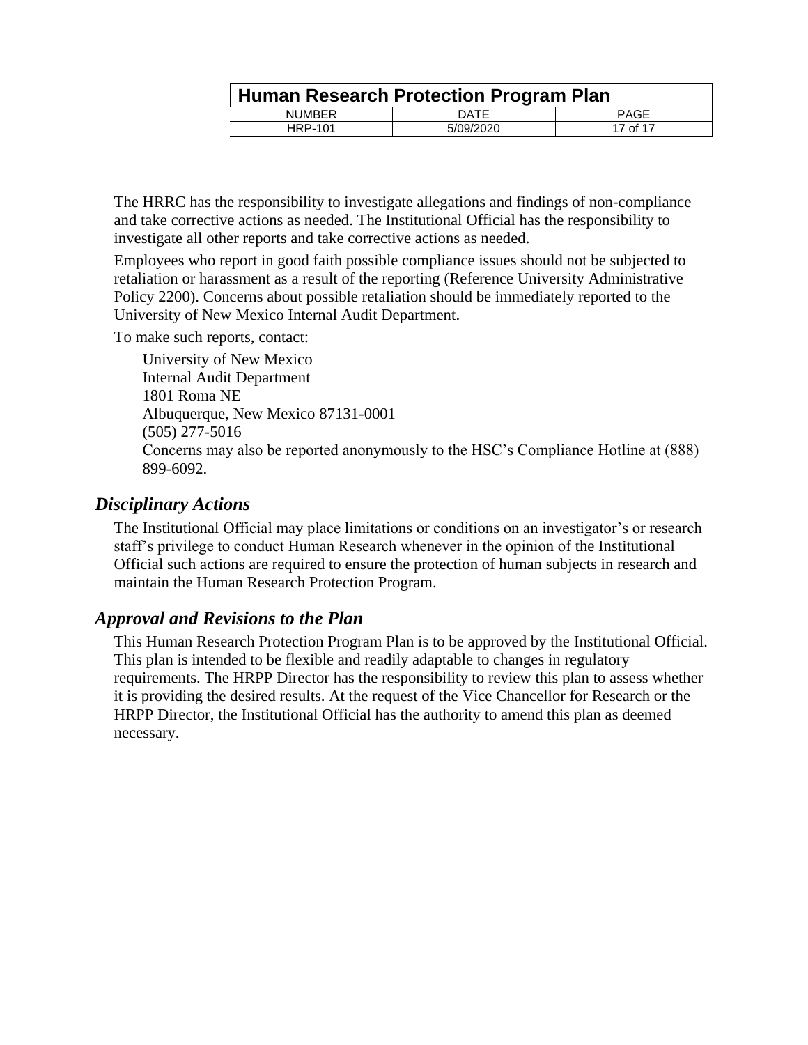The HRRC has the responsibility to investigate allegations and findings of non-compliance and take corrective actions as needed. The Institutional Official has the responsibility to investigate all other reports and take corrective actions as needed.

Employees who report in good faith possible compliance issues should not be subjected to retaliation or harassment as a result of the reporting (Reference University Administrative Policy 2200). Concerns about possible retaliation should be immediately reported to the University of New Mexico Internal Audit Department.

To make such reports, contact:

University of New Mexico  
Internal Audit Department  
1801 Roma NE  
Albuquerque, New Mexico 87131-0001  
(505) 277-5016  
Concerns may also be reported anonymously to the HSC's Compliance Hotline at (888) 899-6092.

## *Disciplinary Actions*

The Institutional Official may place limitations or conditions on an investigator's or research staff's privilege to conduct Human Research whenever in the opinion of the Institutional Official such actions are required to ensure the protection of human subjects in research and maintain the Human Research Protection Program.

## *Approval and Revisions to the Plan*

This Human Research Protection Program Plan is to be approved by the Institutional Official. This plan is intended to be flexible and readily adaptable to changes in regulatory requirements. The HRPP Director has the responsibility to review this plan to assess whether it is providing the desired results. At the request of the Vice Chancellor for Research or the HRPP Director, the Institutional Official has the authority to amend this plan as deemed necessary.